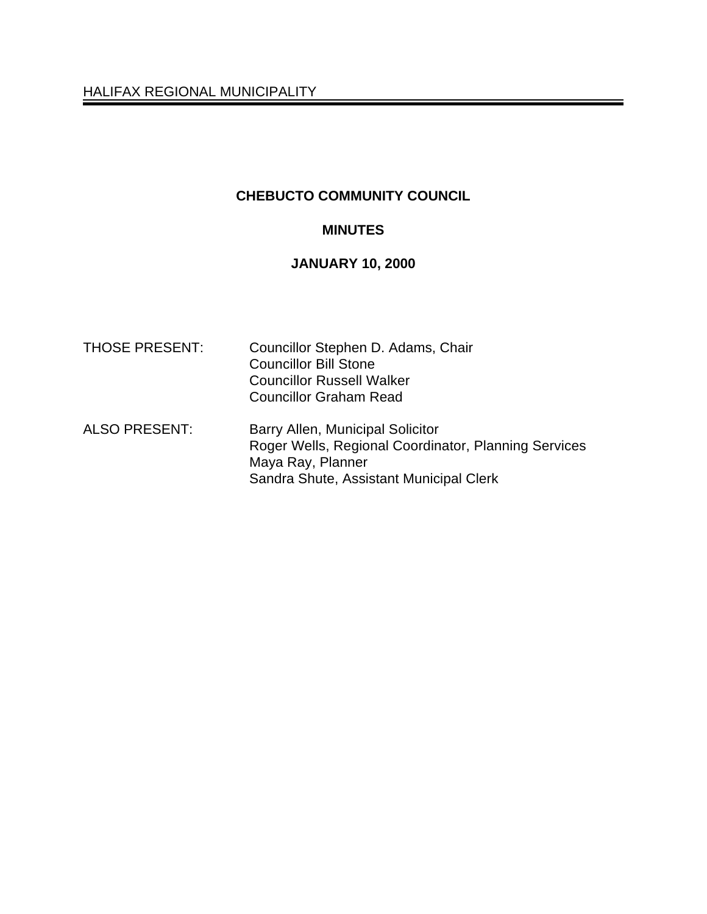HALIFAX REGIONAL MUNICIPALITY

# CHEBUCTO COMMUNITY COUNCIL

## MINUTES

## JANUARY 10, 2000

| | |
|---|---|
| THOSE PRESENT: | Councillor Stephen D. Adams, Chair<br>Councillor Bill Stone<br>Councillor Russell Walker<br>Councillor Graham Read |
| ALSO PRESENT: | Barry Allen, Municipal Solicitor<br>Roger Wells, Regional Coordinator, Planning Services<br>Maya Ray, Planner<br>Sandra Shute, Assistant Municipal Clerk |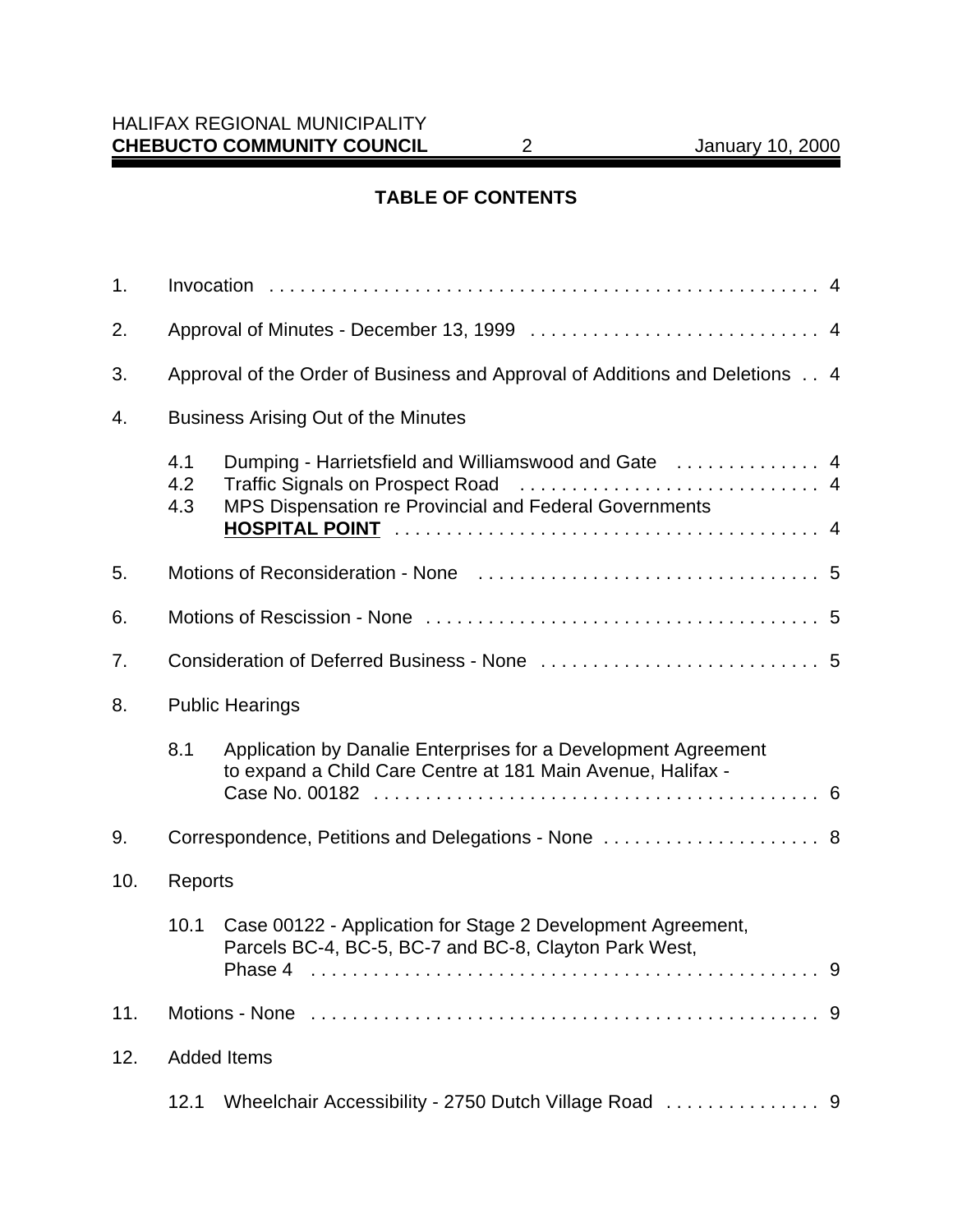## TABLE OF CONTENTS

1. Invocation . . . . . . . . . . 4
2. Approval of Minutes - December 13, 1999 . . . . . . . . . . 4
3. Approval of the Order of Business and Approval of Additions and Deletions . . 4
4. Business Arising Out of the Minutes
   - 4.1 Dumping - Harrietsfield and Williamswood and Gate . . . . . . . . . . 4
   - 4.2 Traffic Signals on Prospect Road . . . . . . . . . . 4
   - 4.3 MPS Dispensation re Provincial and Federal Governments **HOSPITAL POINT** . . . . . . . . . . 4
5. Motions of Reconsideration - None . . . . . . . . . . 5
6. Motions of Rescission - None . . . . . . . . . . 5
7. Consideration of Deferred Business - None . . . . . . . . . . 5
8. Public Hearings
   - 8.1 Application by Danalie Enterprises for a Development Agreement to expand a Child Care Centre at 181 Main Avenue, Halifax - Case No. 00182 . . . . . . . . . . 6
9. Correspondence, Petitions and Delegations - None . . . . . . . . . . 8
10. Reports
    - 10.1 Case 00122 - Application for Stage 2 Development Agreement, Parcels BC-4, BC-5, BC-7 and BC-8, Clayton Park West, Phase 4 . . . . . . . . . . 9
11. Motions - None . . . . . . . . . . 9
12. Added Items
    - 12.1 Wheelchair Accessibility - 2750 Dutch Village Road . . . . . . . . . . 9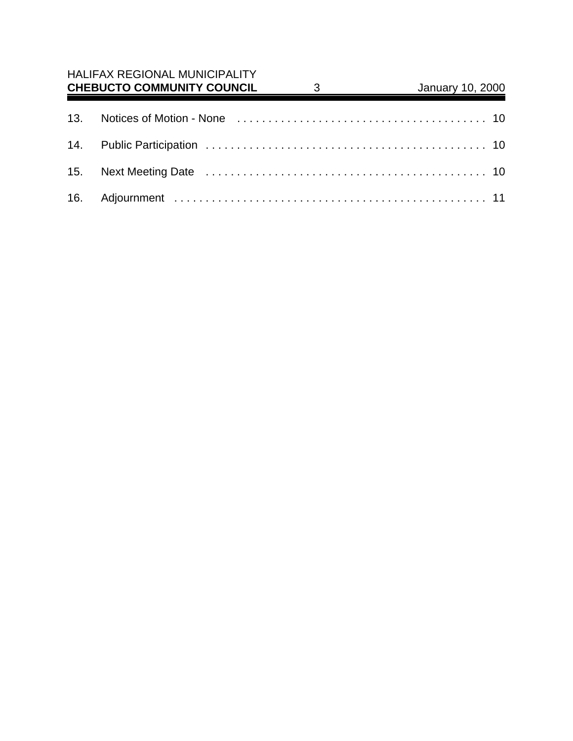13. Notices of Motion - None . . . . . . . . . . . . . . . . . . . . . . . . . . . . . . . . . . . . . . . . 10

14. Public Participation . . . . . . . . . . . . . . . . . . . . . . . . . . . . . . . . . . . . . . . . . . . . . 10

15. Next Meeting Date . . . . . . . . . . . . . . . . . . . . . . . . . . . . . . . . . . . . . . . . . . . . . 10

16. Adjournment . . . . . . . . . . . . . . . . . . . . . . . . . . . . . . . . . . . . . . . . . . . . . . . . . . 11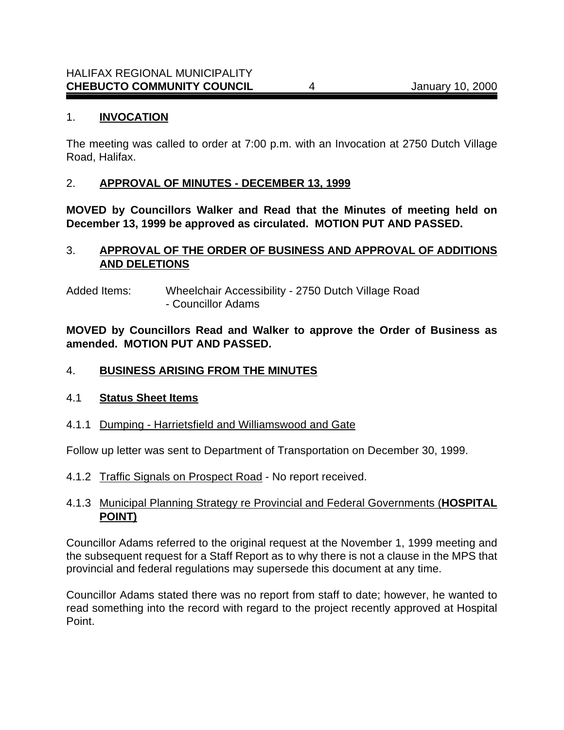## 1. **INVOCATION**

The meeting was called to order at 7:00 p.m. with an Invocation at 2750 Dutch Village Road, Halifax.

## 2. **APPROVAL OF MINUTES - DECEMBER 13, 1999**

**MOVED by Councillors Walker and Read that the Minutes of meeting held on December 13, 1999 be approved as circulated. MOTION PUT AND PASSED.**

## 3. **APPROVAL OF THE ORDER OF BUSINESS AND APPROVAL OF ADDITIONS AND DELETIONS**

Added Items: Wheelchair Accessibility - 2750 Dutch Village Road
- Councillor Adams

**MOVED by Councillors Read and Walker to approve the Order of Business as amended. MOTION PUT AND PASSED.**

## 4. **BUSINESS ARISING FROM THE MINUTES**

### 4.1 **Status Sheet Items**

#### 4.1.1 Dumping - Harrietsfield and Williamswood and Gate

Follow up letter was sent to Department of Transportation on December 30, 1999.

#### 4.1.2 Traffic Signals on Prospect Road - No report received.

#### 4.1.3 Municipal Planning Strategy re Provincial and Federal Governments (**HOSPITAL POINT)**

Councillor Adams referred to the original request at the November 1, 1999 meeting and the subsequent request for a Staff Report as to why there is not a clause in the MPS that provincial and federal regulations may supersede this document at any time.

Councillor Adams stated there was no report from staff to date; however, he wanted to read something into the record with regard to the project recently approved at Hospital Point.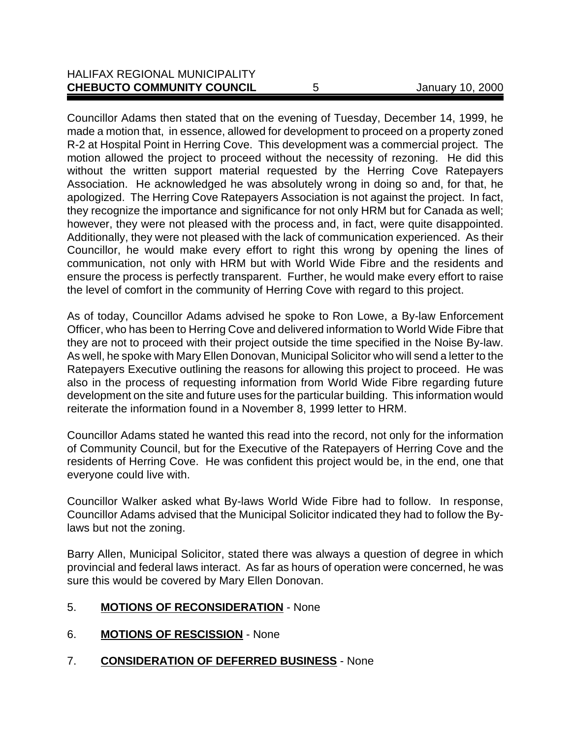Councillor Adams then stated that on the evening of Tuesday, December 14, 1999, he made a motion that, in essence, allowed for development to proceed on a property zoned R-2 at Hospital Point in Herring Cove. This development was a commercial project. The motion allowed the project to proceed without the necessity of rezoning. He did this without the written support material requested by the Herring Cove Ratepayers Association. He acknowledged he was absolutely wrong in doing so and, for that, he apologized. The Herring Cove Ratepayers Association is not against the project. In fact, they recognize the importance and significance for not only HRM but for Canada as well; however, they were not pleased with the process and, in fact, were quite disappointed. Additionally, they were not pleased with the lack of communication experienced. As their Councillor, he would make every effort to right this wrong by opening the lines of communication, not only with HRM but with World Wide Fibre and the residents and ensure the process is perfectly transparent. Further, he would make every effort to raise the level of comfort in the community of Herring Cove with regard to this project.

As of today, Councillor Adams advised he spoke to Ron Lowe, a By-law Enforcement Officer, who has been to Herring Cove and delivered information to World Wide Fibre that they are not to proceed with their project outside the time specified in the Noise By-law. As well, he spoke with Mary Ellen Donovan, Municipal Solicitor who will send a letter to the Ratepayers Executive outlining the reasons for allowing this project to proceed. He was also in the process of requesting information from World Wide Fibre regarding future development on the site and future uses for the particular building. This information would reiterate the information found in a November 8, 1999 letter to HRM.

Councillor Adams stated he wanted this read into the record, not only for the information of Community Council, but for the Executive of the Ratepayers of Herring Cove and the residents of Herring Cove. He was confident this project would be, in the end, one that everyone could live with.

Councillor Walker asked what By-laws World Wide Fibre had to follow. In response, Councillor Adams advised that the Municipal Solicitor indicated they had to follow the By-laws but not the zoning.

Barry Allen, Municipal Solicitor, stated there was always a question of degree in which provincial and federal laws interact. As far as hours of operation were concerned, he was sure this would be covered by Mary Ellen Donovan.

5. **MOTIONS OF RECONSIDERATION** - None

6. **MOTIONS OF RESCISSION** - None

7. **CONSIDERATION OF DEFERRED BUSINESS** - None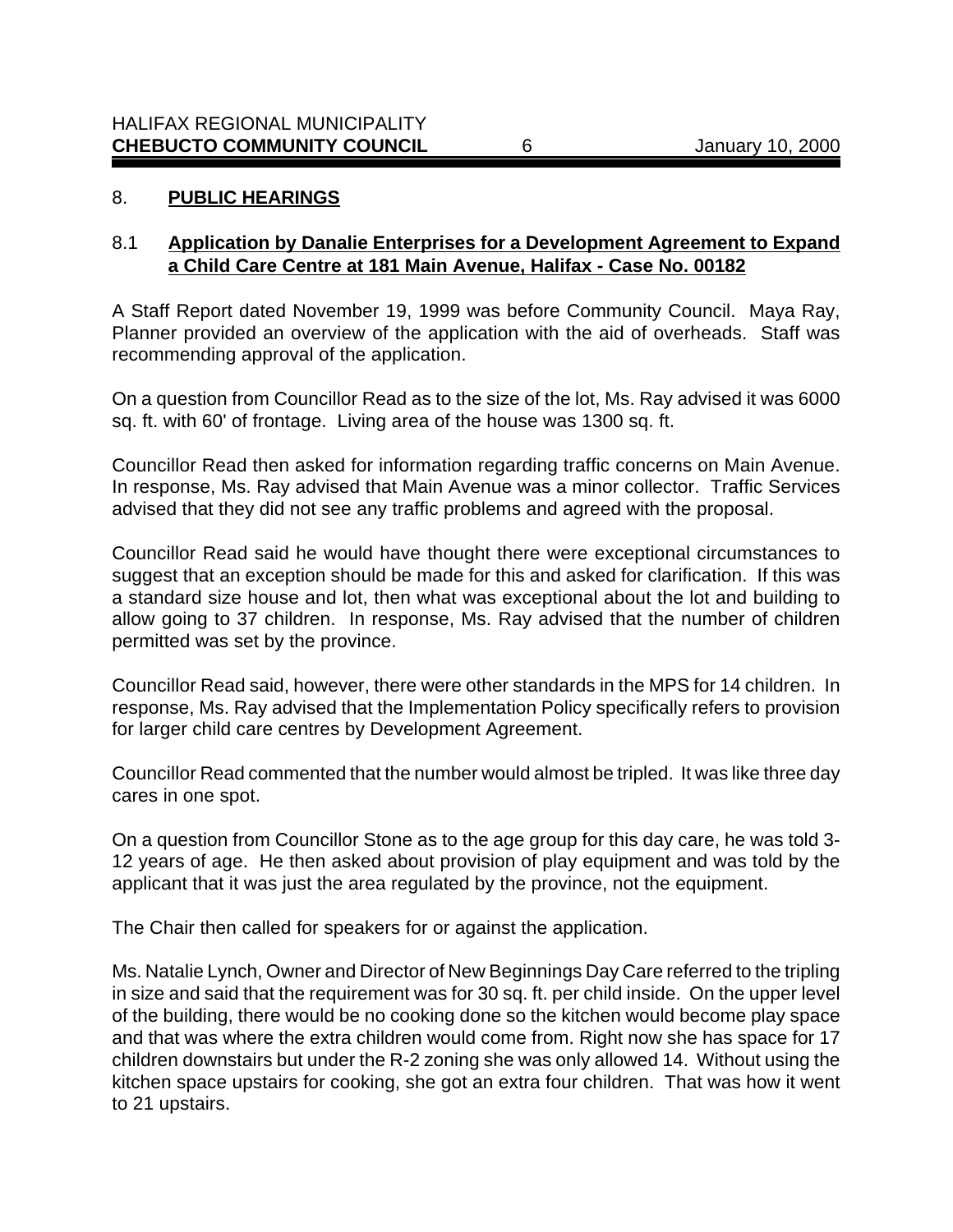## 8. PUBLIC HEARINGS

### 8.1 Application by Danalie Enterprises for a Development Agreement to Expand a Child Care Centre at 181 Main Avenue, Halifax - Case No. 00182

A Staff Report dated November 19, 1999 was before Community Council. Maya Ray, Planner provided an overview of the application with the aid of overheads. Staff was recommending approval of the application.

On a question from Councillor Read as to the size of the lot, Ms. Ray advised it was 6000 sq. ft. with 60' of frontage. Living area of the house was 1300 sq. ft.

Councillor Read then asked for information regarding traffic concerns on Main Avenue. In response, Ms. Ray advised that Main Avenue was a minor collector. Traffic Services advised that they did not see any traffic problems and agreed with the proposal.

Councillor Read said he would have thought there were exceptional circumstances to suggest that an exception should be made for this and asked for clarification. If this was a standard size house and lot, then what was exceptional about the lot and building to allow going to 37 children. In response, Ms. Ray advised that the number of children permitted was set by the province.

Councillor Read said, however, there were other standards in the MPS for 14 children. In response, Ms. Ray advised that the Implementation Policy specifically refers to provision for larger child care centres by Development Agreement.

Councillor Read commented that the number would almost be tripled. It was like three day cares in one spot.

On a question from Councillor Stone as to the age group for this day care, he was told 3-12 years of age. He then asked about provision of play equipment and was told by the applicant that it was just the area regulated by the province, not the equipment.

The Chair then called for speakers for or against the application.

Ms. Natalie Lynch, Owner and Director of New Beginnings Day Care referred to the tripling in size and said that the requirement was for 30 sq. ft. per child inside. On the upper level of the building, there would be no cooking done so the kitchen would become play space and that was where the extra children would come from. Right now she has space for 17 children downstairs but under the R-2 zoning she was only allowed 14. Without using the kitchen space upstairs for cooking, she got an extra four children. That was how it went to 21 upstairs.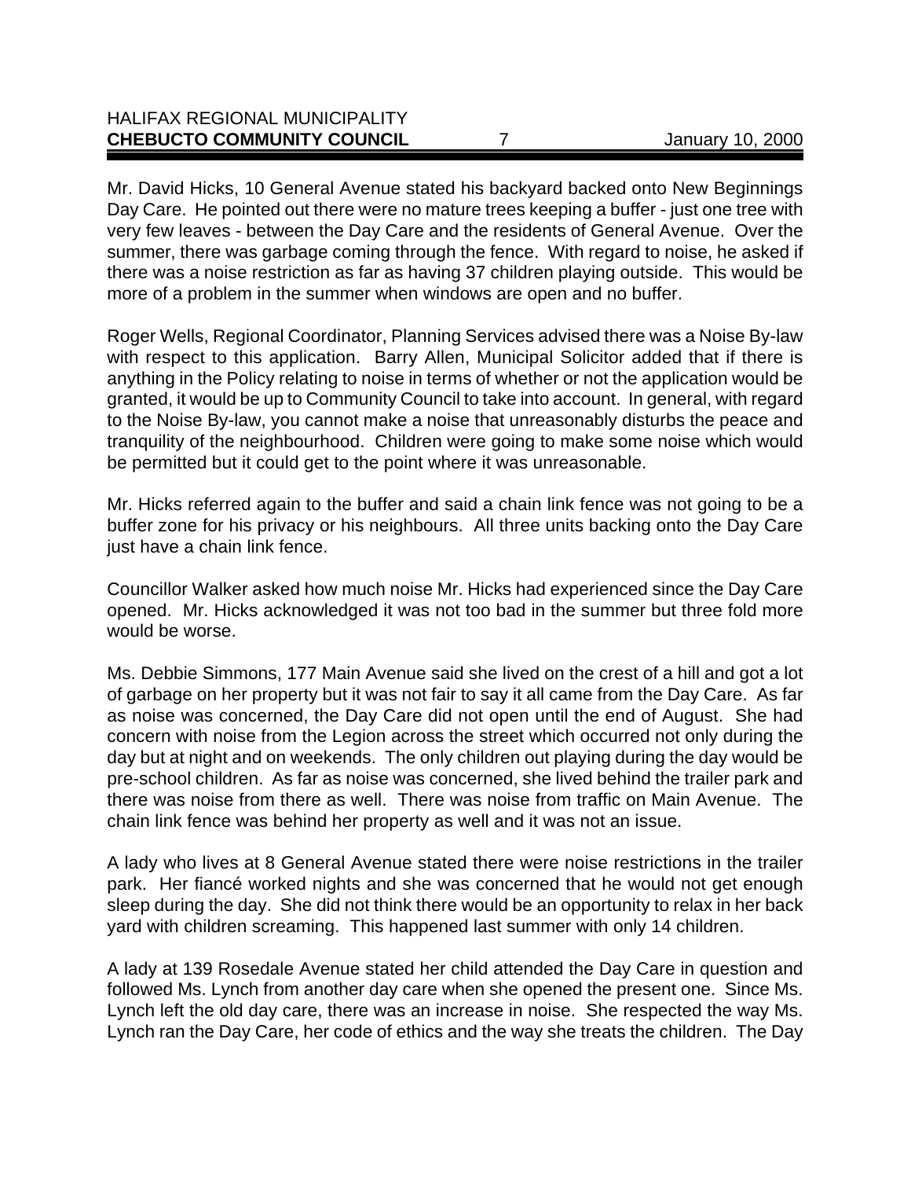Mr. David Hicks, 10 General Avenue stated his backyard backed onto New Beginnings Day Care. He pointed out there were no mature trees keeping a buffer - just one tree with very few leaves - between the Day Care and the residents of General Avenue. Over the summer, there was garbage coming through the fence. With regard to noise, he asked if there was a noise restriction as far as having 37 children playing outside. This would be more of a problem in the summer when windows are open and no buffer.

Roger Wells, Regional Coordinator, Planning Services advised there was a Noise By-law with respect to this application. Barry Allen, Municipal Solicitor added that if there is anything in the Policy relating to noise in terms of whether or not the application would be granted, it would be up to Community Council to take into account. In general, with regard to the Noise By-law, you cannot make a noise that unreasonably disturbs the peace and tranquility of the neighbourhood. Children were going to make some noise which would be permitted but it could get to the point where it was unreasonable.

Mr. Hicks referred again to the buffer and said a chain link fence was not going to be a buffer zone for his privacy or his neighbours. All three units backing onto the Day Care just have a chain link fence.

Councillor Walker asked how much noise Mr. Hicks had experienced since the Day Care opened. Mr. Hicks acknowledged it was not too bad in the summer but three fold more would be worse.

Ms. Debbie Simmons, 177 Main Avenue said she lived on the crest of a hill and got a lot of garbage on her property but it was not fair to say it all came from the Day Care. As far as noise was concerned, the Day Care did not open until the end of August. She had concern with noise from the Legion across the street which occurred not only during the day but at night and on weekends. The only children out playing during the day would be pre-school children. As far as noise was concerned, she lived behind the trailer park and there was noise from there as well. There was noise from traffic on Main Avenue. The chain link fence was behind her property as well and it was not an issue.

A lady who lives at 8 General Avenue stated there were noise restrictions in the trailer park. Her fiancé worked nights and she was concerned that he would not get enough sleep during the day. She did not think there would be an opportunity to relax in her back yard with children screaming. This happened last summer with only 14 children.

A lady at 139 Rosedale Avenue stated her child attended the Day Care in question and followed Ms. Lynch from another day care when she opened the present one. Since Ms. Lynch left the old day care, there was an increase in noise. She respected the way Ms. Lynch ran the Day Care, her code of ethics and the way she treats the children. The Day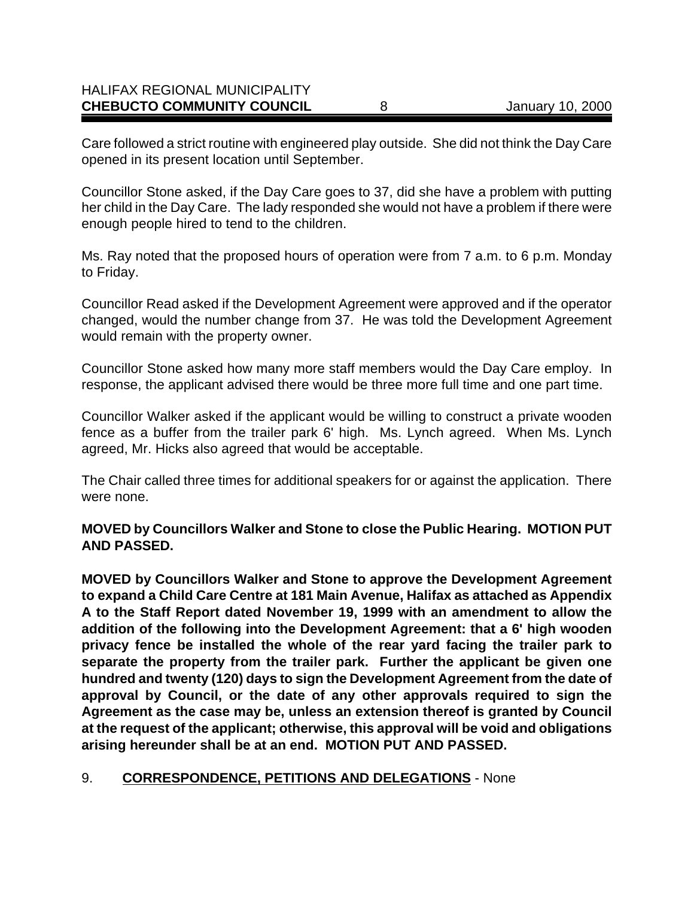Care followed a strict routine with engineered play outside. She did not think the Day Care opened in its present location until September.

Councillor Stone asked, if the Day Care goes to 37, did she have a problem with putting her child in the Day Care. The lady responded she would not have a problem if there were enough people hired to tend to the children.

Ms. Ray noted that the proposed hours of operation were from 7 a.m. to 6 p.m. Monday to Friday.

Councillor Read asked if the Development Agreement were approved and if the operator changed, would the number change from 37. He was told the Development Agreement would remain with the property owner.

Councillor Stone asked how many more staff members would the Day Care employ. In response, the applicant advised there would be three more full time and one part time.

Councillor Walker asked if the applicant would be willing to construct a private wooden fence as a buffer from the trailer park 6' high. Ms. Lynch agreed. When Ms. Lynch agreed, Mr. Hicks also agreed that would be acceptable.

The Chair called three times for additional speakers for or against the application. There were none.

**MOVED by Councillors Walker and Stone to close the Public Hearing. MOTION PUT AND PASSED.**

**MOVED by Councillors Walker and Stone to approve the Development Agreement to expand a Child Care Centre at 181 Main Avenue, Halifax as attached as Appendix A to the Staff Report dated November 19, 1999 with an amendment to allow the addition of the following into the Development Agreement: that a 6' high wooden privacy fence be installed the whole of the rear yard facing the trailer park to separate the property from the trailer park. Further the applicant be given one hundred and twenty (120) days to sign the Development Agreement from the date of approval by Council, or the date of any other approvals required to sign the Agreement as the case may be, unless an extension thereof is granted by Council at the request of the applicant; otherwise, this approval will be void and obligations arising hereunder shall be at an end. MOTION PUT AND PASSED.**

9. **CORRESPONDENCE, PETITIONS AND DELEGATIONS** - None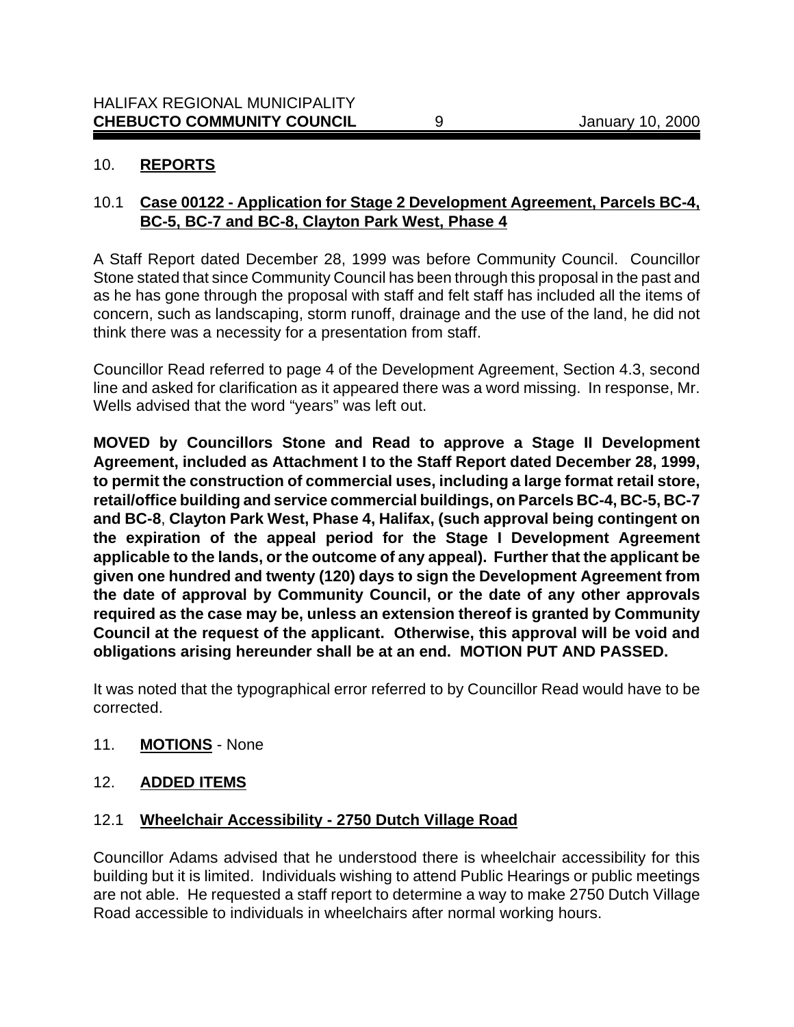## 10. **REPORTS**

### 10.1 **Case 00122 - Application for Stage 2 Development Agreement, Parcels BC-4, BC-5, BC-7 and BC-8, Clayton Park West, Phase 4**

A Staff Report dated December 28, 1999 was before Community Council. Councillor Stone stated that since Community Council has been through this proposal in the past and as he has gone through the proposal with staff and felt staff has included all the items of concern, such as landscaping, storm runoff, drainage and the use of the land, he did not think there was a necessity for a presentation from staff.

Councillor Read referred to page 4 of the Development Agreement, Section 4.3, second line and asked for clarification as it appeared there was a word missing. In response, Mr. Wells advised that the word "years" was left out.

**MOVED by Councillors Stone and Read to approve a Stage II Development Agreement, included as Attachment I to the Staff Report dated December 28, 1999, to permit the construction of commercial uses, including a large format retail store, retail/office building and service commercial buildings, on Parcels BC-4, BC-5, BC-7 and BC-8, Clayton Park West, Phase 4, Halifax, (such approval being contingent on the expiration of the appeal period for the Stage I Development Agreement applicable to the lands, or the outcome of any appeal). Further that the applicant be given one hundred and twenty (120) days to sign the Development Agreement from the date of approval by Community Council, or the date of any other approvals required as the case may be, unless an extension thereof is granted by Community Council at the request of the applicant. Otherwise, this approval will be void and obligations arising hereunder shall be at an end. MOTION PUT AND PASSED.**

It was noted that the typographical error referred to by Councillor Read would have to be corrected.

## 11. **MOTIONS** - None

## 12. **ADDED ITEMS**

### 12.1 **Wheelchair Accessibility - 2750 Dutch Village Road**

Councillor Adams advised that he understood there is wheelchair accessibility for this building but it is limited. Individuals wishing to attend Public Hearings or public meetings are not able. He requested a staff report to determine a way to make 2750 Dutch Village Road accessible to individuals in wheelchairs after normal working hours.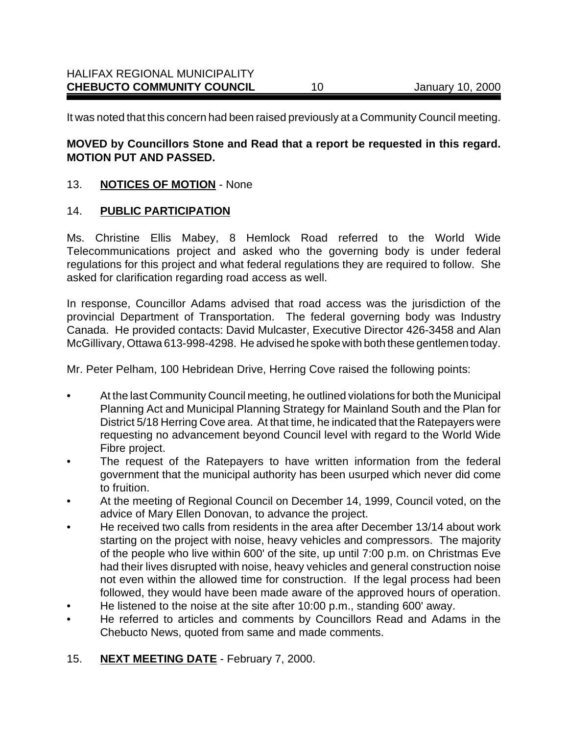It was noted that this concern had been raised previously at a Community Council meeting.

**MOVED by Councillors Stone and Read that a report be requested in this regard. MOTION PUT AND PASSED.**

13. **NOTICES OF MOTION** - None

14. **PUBLIC PARTICIPATION**

Ms. Christine Ellis Mabey, 8 Hemlock Road referred to the World Wide Telecommunications project and asked who the governing body is under federal regulations for this project and what federal regulations they are required to follow. She asked for clarification regarding road access as well.

In response, Councillor Adams advised that road access was the jurisdiction of the provincial Department of Transportation. The federal governing body was Industry Canada. He provided contacts: David Mulcaster, Executive Director 426-3458 and Alan McGillivary, Ottawa 613-998-4298. He advised he spoke with both these gentlemen today.

Mr. Peter Pelham, 100 Hebridean Drive, Herring Cove raised the following points:

- At the last Community Council meeting, he outlined violations for both the Municipal Planning Act and Municipal Planning Strategy for Mainland South and the Plan for District 5/18 Herring Cove area. At that time, he indicated that the Ratepayers were requesting no advancement beyond Council level with regard to the World Wide Fibre project.
- The request of the Ratepayers to have written information from the federal government that the municipal authority has been usurped which never did come to fruition.
- At the meeting of Regional Council on December 14, 1999, Council voted, on the advice of Mary Ellen Donovan, to advance the project.
- He received two calls from residents in the area after December 13/14 about work starting on the project with noise, heavy vehicles and compressors. The majority of the people who live within 600' of the site, up until 7:00 p.m. on Christmas Eve had their lives disrupted with noise, heavy vehicles and general construction noise not even within the allowed time for construction. If the legal process had been followed, they would have been made aware of the approved hours of operation.
- He listened to the noise at the site after 10:00 p.m., standing 600' away.
- He referred to articles and comments by Councillors Read and Adams in the Chebucto News, quoted from same and made comments.

15. **NEXT MEETING DATE** - February 7, 2000.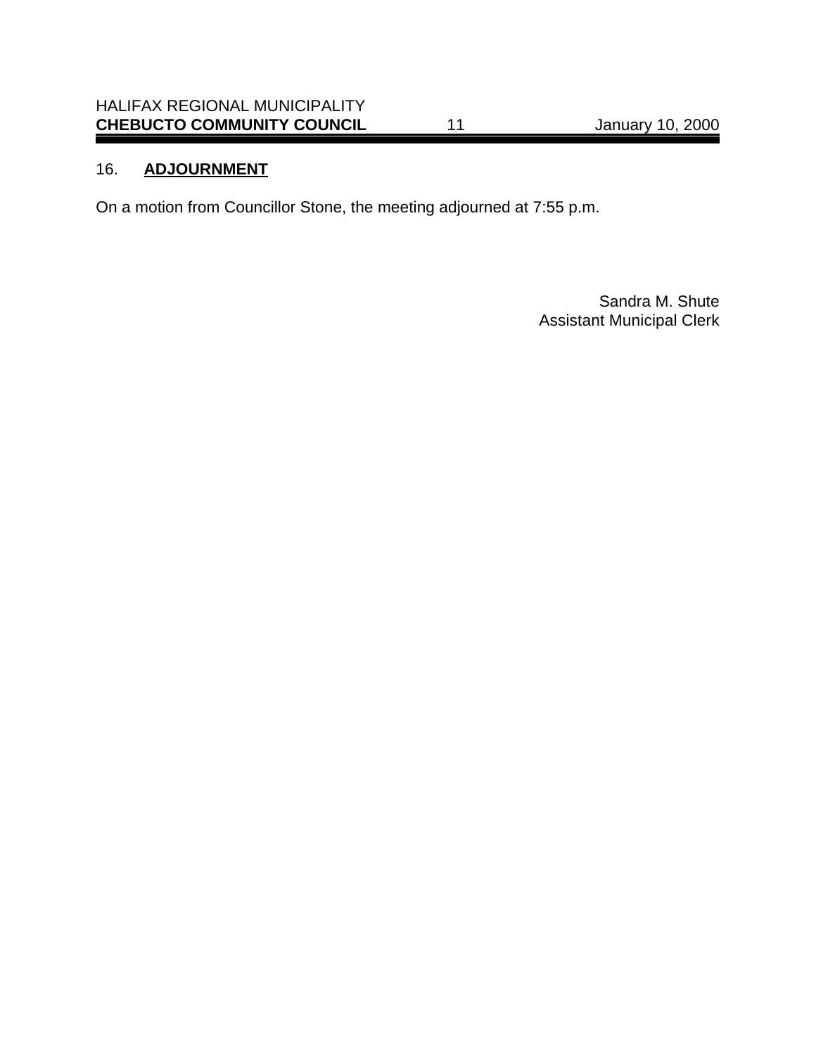## 16. **ADJOURNMENT**

On a motion from Councillor Stone, the meeting adjourned at 7:55 p.m.

Sandra M. Shute
Assistant Municipal Clerk